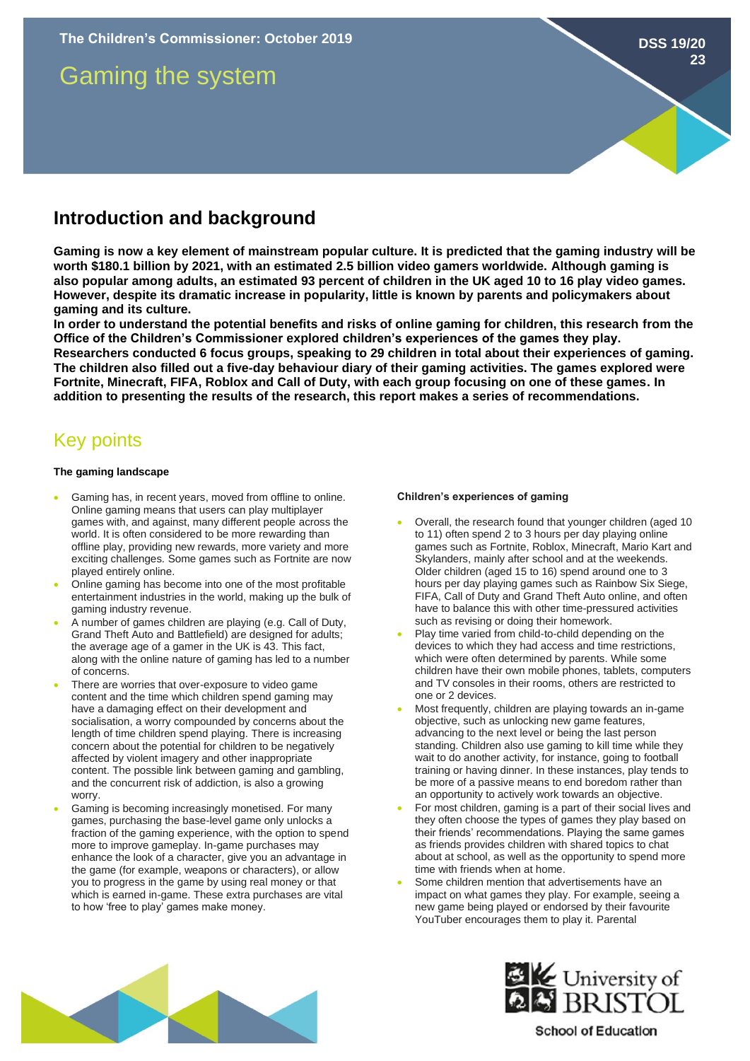The Children's Commissioner: October 2019

DSS 19/20 23

# Gaming the system

## Introduction and background

**Gaming is now a key element of mainstream popular culture. It is predicted that the gaming industry will be worth $180.1 billion by 2021, with an estimated 2.5 billion video gamers worldwide. Although gaming is also popular among adults, an estimated 93 percent of children in the UK aged 10 to 16 play video games. However, despite its dramatic increase in popularity, little is known by parents and policymakers about gaming and its culture.**

**In order to understand the potential benefits and risks of online gaming for children, this research from the Office of the Children's Commissioner explored children's experiences of the games they play.**

**Researchers conducted 6 focus groups, speaking to 29 children in total about their experiences of gaming. The children also filled out a five-day behaviour diary of their gaming activities. The games explored were Fortnite, Minecraft, FIFA, Roblox and Call of Duty, with each group focusing on one of these games. In addition to presenting the results of the research, this report makes a series of recommendations.**

## Key points

### The gaming landscape

- Gaming has, in recent years, moved from offline to online. Online gaming means that users can play multiplayer games with, and against, many different people across the world. It is often considered to be more rewarding than offline play, providing new rewards, more variety and more exciting challenges. Some games such as Fortnite are now played entirely online.
- Online gaming has become into one of the most profitable entertainment industries in the world, making up the bulk of gaming industry revenue.
- A number of games children are playing (e.g. Call of Duty, Grand Theft Auto and Battlefield) are designed for adults; the average age of a gamer in the UK is 43. This fact, along with the online nature of gaming has led to a number of concerns.
- There are worries that over-exposure to video game content and the time which children spend gaming may have a damaging effect on their development and socialisation, a worry compounded by concerns about the length of time children spend playing. There is increasing concern about the potential for children to be negatively affected by violent imagery and other inappropriate content. The possible link between gaming and gambling, and the concurrent risk of addiction, is also a growing worry.
- Gaming is becoming increasingly monetised. For many games, purchasing the base-level game only unlocks a fraction of the gaming experience, with the option to spend more to improve gameplay. In-game purchases may enhance the look of a character, give you an advantage in the game (for example, weapons or characters), or allow you to progress in the game by using real money or that which is earned in-game. These extra purchases are vital to how 'free to play' games make money.

### Children's experiences of gaming

- Overall, the research found that younger children (aged 10 to 11) often spend 2 to 3 hours per day playing online games such as Fortnite, Roblox, Minecraft, Mario Kart and Skylanders, mainly after school and at the weekends. Older children (aged 15 to 16) spend around one to 3 hours per day playing games such as Rainbow Six Siege, FIFA, Call of Duty and Grand Theft Auto online, and often have to balance this with other time-pressured activities such as revising or doing their homework.
- Play time varied from child-to-child depending on the devices to which they had access and time restrictions, which were often determined by parents. While some children have their own mobile phones, tablets, computers and TV consoles in their rooms, others are restricted to one or 2 devices.
- Most frequently, children are playing towards an in-game objective, such as unlocking new game features, advancing to the next level or being the last person standing. Children also use gaming to kill time while they wait to do another activity, for instance, going to football training or having dinner. In these instances, play tends to be more of a passive means to end boredom rather than an opportunity to actively work towards an objective.
- For most children, gaming is a part of their social lives and they often choose the types of games they play based on their friends' recommendations. Playing the same games as friends provides children with shared topics to chat about at school, as well as the opportunity to spend more time with friends when at home.
- Some children mention that advertisements have an impact on what games they play. For example, seeing a new game being played or endorsed by their favourite YouTuber encourages them to play it. Parental

University of BRISTOL

School of Education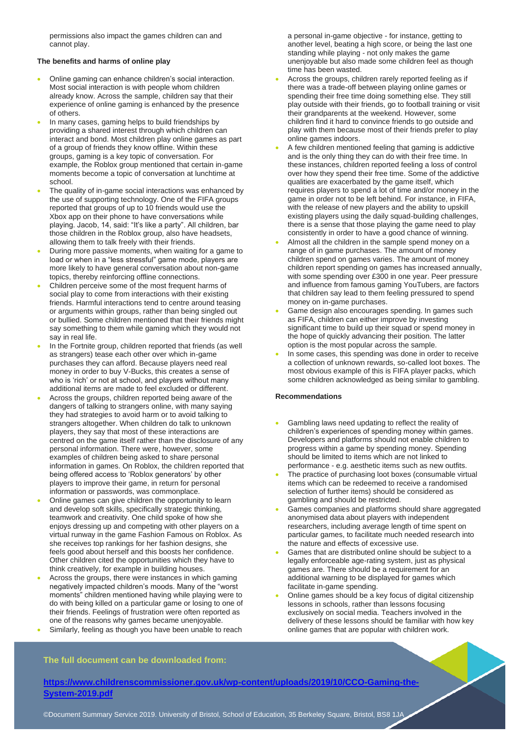permissions also impact the games children can and cannot play.

**The benefits and harms of online play**

- Online gaming can enhance children's social interaction. Most social interaction is with people whom children already know. Across the sample, children say that their experience of online gaming is enhanced by the presence of others.
- In many cases, gaming helps to build friendships by providing a shared interest through which children can interact and bond. Most children play online games as part of a group of friends they know offline. Within these groups, gaming is a key topic of conversation. For example, the Roblox group mentioned that certain in-game moments become a topic of conversation at lunchtime at school.
- The quality of in-game social interactions was enhanced by the use of supporting technology. One of the FIFA groups reported that groups of up to 10 friends would use the Xbox app on their phone to have conversations while playing. Jacob, 14, said: "It's like a party". All children, bar those children in the Roblox group, also have headsets, allowing them to talk freely with their friends.
- During more passive moments, when waiting for a game to load or when in a "less stressful" game mode, players are more likely to have general conversation about non-game topics, thereby reinforcing offline connections.
- Children perceive some of the most frequent harms of social play to come from interactions with their existing friends. Harmful interactions tend to centre around teasing or arguments within groups, rather than being singled out or bullied. Some children mentioned that their friends might say something to them while gaming which they would not say in real life.
- In the Fortnite group, children reported that friends (as well as strangers) tease each other over which in-game purchases they can afford. Because players need real money in order to buy V-Bucks, this creates a sense of who is 'rich' or not at school, and players without many additional items are made to feel excluded or different.
- Across the groups, children reported being aware of the dangers of talking to strangers online, with many saying they had strategies to avoid harm or to avoid talking to strangers altogether. When children do talk to unknown players, they say that most of these interactions are centred on the game itself rather than the disclosure of any personal information. There were, however, some examples of children being asked to share personal information in games. On Roblox, the children reported that being offered access to 'Roblox generators' by other players to improve their game, in return for personal information or passwords, was commonplace.
- Online games can give children the opportunity to learn and develop soft skills, specifically strategic thinking, teamwork and creativity. One child spoke of how she enjoys dressing up and competing with other players on a virtual runway in the game Fashion Famous on Roblox. As she receives top rankings for her fashion designs, she feels good about herself and this boosts her confidence. Other children cited the opportunities which they have to think creatively, for example in building houses.
- Across the groups, there were instances in which gaming negatively impacted children's moods. Many of the "worst moments" children mentioned having while playing were to do with being killed on a particular game or losing to one of their friends. Feelings of frustration were often reported as one of the reasons why games became unenjoyable.
- Similarly, feeling as though you have been unable to reach a personal in-game objective - for instance, getting to another level, beating a high score, or being the last one standing while playing - not only makes the game unenjoyable but also made some children feel as though time has been wasted.
- Across the groups, children rarely reported feeling as if there was a trade-off between playing online games or spending their free time doing something else. They still play outside with their friends, go to football training or visit their grandparents at the weekend. However, some children find it hard to convince friends to go outside and play with them because most of their friends prefer to play online games indoors.
- A few children mentioned feeling that gaming is addictive and is the only thing they can do with their free time. In these instances, children reported feeling a loss of control over how they spend their free time. Some of the addictive qualities are exacerbated by the game itself, which requires players to spend a lot of time and/or money in the game in order not to be left behind. For instance, in FIFA, with the release of new players and the ability to upskill existing players using the daily squad-building challenges, there is a sense that those playing the game need to play consistently in order to have a good chance of winning.
- Almost all the children in the sample spend money on a range of in game purchases. The amount of money children spend on games varies. The amount of money children report spending on games has increased annually, with some spending over £300 in one year. Peer pressure and influence from famous gaming YouTubers, are factors that children say lead to them feeling pressured to spend money on in-game purchases.
- Game design also encourages spending. In games such as FIFA, children can either improve by investing significant time to build up their squad or spend money in the hope of quickly advancing their position. The latter option is the most popular across the sample.
- In some cases, this spending was done in order to receive a collection of unknown rewards, so-called loot boxes. The most obvious example of this is FIFA player packs, which some children acknowledged as being similar to gambling.

**Recommendations**

- Gambling laws need updating to reflect the reality of children's experiences of spending money within games. Developers and platforms should not enable children to progress within a game by spending money. Spending should be limited to items which are not linked to performance - e.g. aesthetic items such as new outfits.
- The practice of purchasing loot boxes (consumable virtual items which can be redeemed to receive a randomised selection of further items) should be considered as gambling and should be restricted.
- Games companies and platforms should share aggregated anonymised data about players with independent researchers, including average length of time spent on particular games, to facilitate much needed research into the nature and effects of excessive use.
- Games that are distributed online should be subject to a legally enforceable age-rating system, just as physical games are. There should be a requirement for an additional warning to be displayed for games which facilitate in-game spending.
- Online games should be a key focus of digital citizenship lessons in schools, rather than lessons focusing exclusively on social media. Teachers involved in the delivery of these lessons should be familiar with how key online games that are popular with children work.

**The full document can be downloaded from:**

https://www.childrenscommissioner.gov.uk/wp-content/uploads/2019/10/CCO-Gaming-the-System-2019.pdf

©Document Summary Service 2019. University of Bristol, School of Education, 35 Berkeley Square, Bristol, BS8 1JA